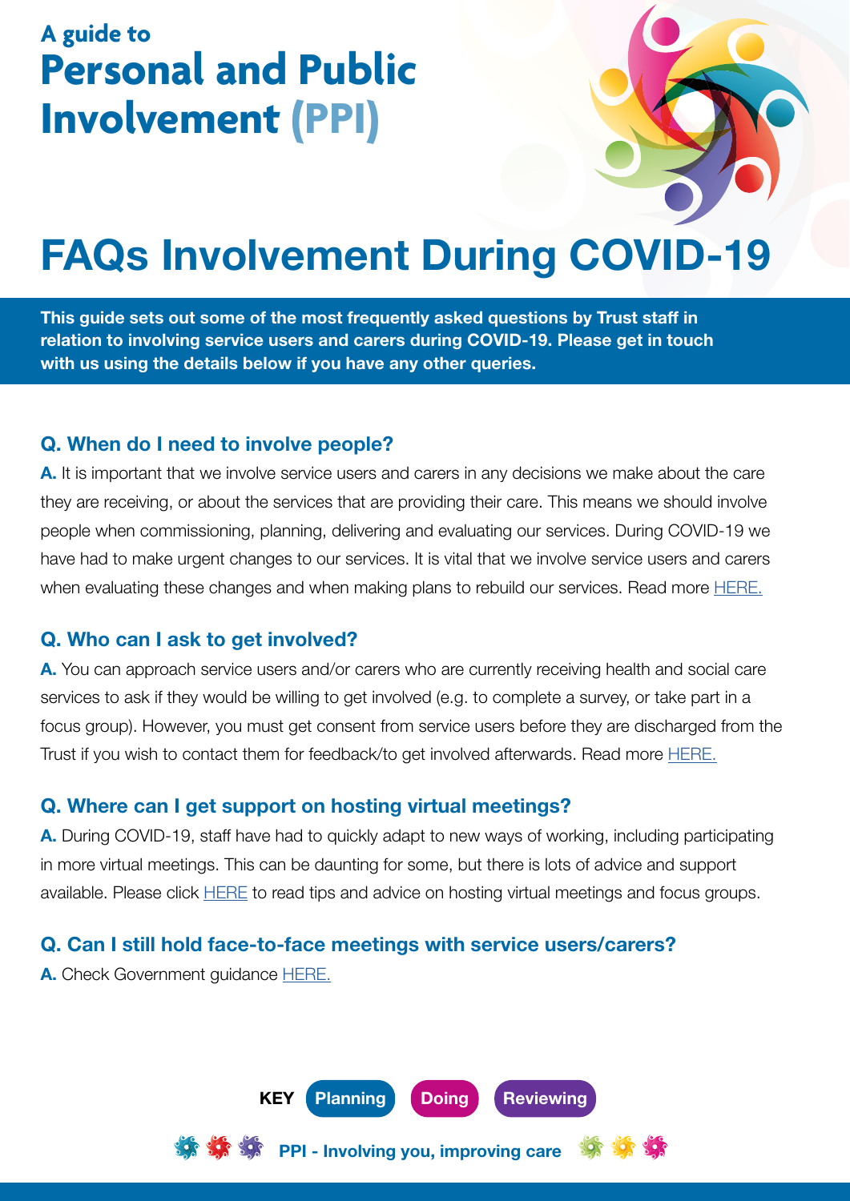A guide to

# Personal and Public Involvement (PPI)

# FAQs Involvement During COVID-19

**This guide sets out some of the most frequently asked questions by Trust staff in relation to involving service users and carers during COVID-19. Please get in touch with us using the details below if you have any other queries.**

### Q. When do I need to involve people?

**A.** It is important that we involve service users and carers in any decisions we make about the care they are receiving, or about the services that are providing their care. This means we should involve people when commissioning, planning, delivering and evaluating our services. During COVID-19 we have had to make urgent changes to our services. It is vital that we involve service users and carers when evaluating these changes and when making plans to rebuild our services. Read more HERE.

### Q. Who can I ask to get involved?

**A.** You can approach service users and/or carers who are currently receiving health and social care services to ask if they would be willing to get involved (e.g. to complete a survey, or take part in a focus group). However, you must get consent from service users before they are discharged from the Trust if you wish to contact them for feedback/to get involved afterwards. Read more HERE.

### Q. Where can I get support on hosting virtual meetings?

**A.** During COVID-19, staff have had to quickly adapt to new ways of working, including participating in more virtual meetings. This can be daunting for some, but there is lots of advice and support available. Please click HERE to read tips and advice on hosting virtual meetings and focus groups.

### Q. Can I still hold face-to-face meetings with service users/carers?

**A.** Check Government guidance HERE.

**KEY** Planning | Doing | Reviewing

**PPI - Involving you, improving care**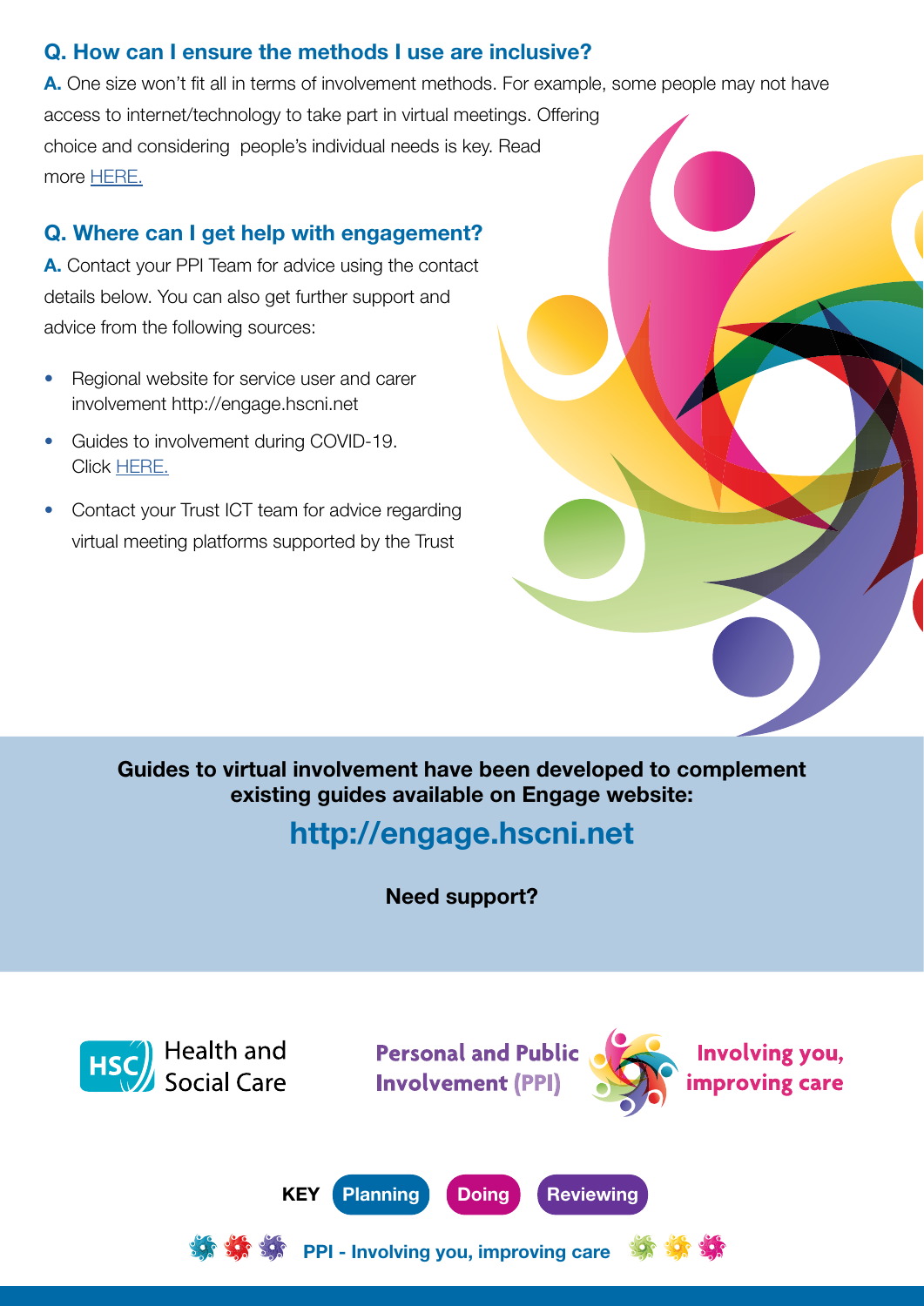### Q. How can I ensure the methods I use are inclusive?

**A.** One size won't fit all in terms of involvement methods. For example, some people may not have access to internet/technology to take part in virtual meetings. Offering choice and considering people's individual needs is key. Read more HERE.

### Q. Where can I get help with engagement?

**A.** Contact your PPI Team for advice using the contact details below. You can also get further support and advice from the following sources:

- Regional website for service user and carer involvement http://engage.hscni.net
- Guides to involvement during COVID-19. Click HERE.
- Contact your Trust ICT team for advice regarding virtual meeting platforms supported by the Trust

**Guides to virtual involvement have been developed to complement existing guides available on Engage website:**

## http://engage.hscni.net

**Need support?**

HSC Health and Social Care

Personal and Public Involvement (PPI) Involving you, improving care

**KEY** Planning Doing Reviewing

PPI - Involving you, improving care